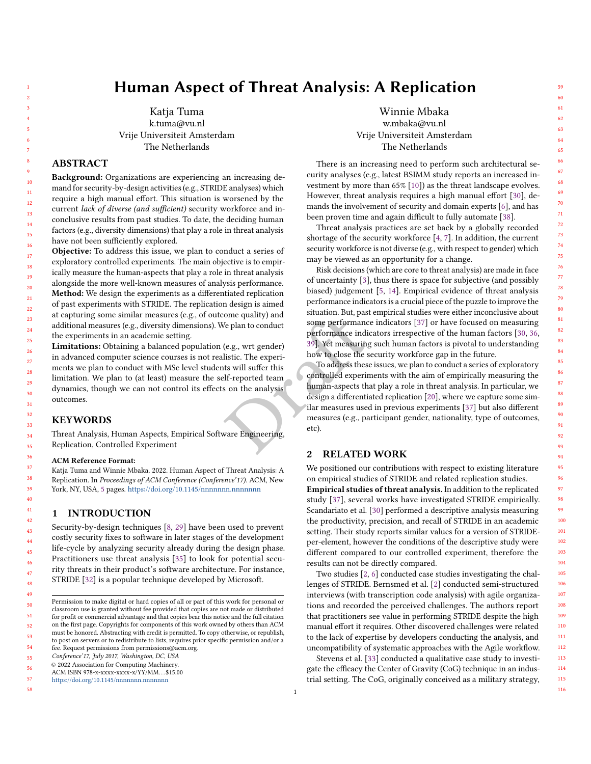# Human Aspect of Threat Analysis: A Replication

Katja Tuma
k.tuma@vu.nl
Vrije Universiteit Amsterdam
The Netherlands

Winnie Mbaka
w.mbaka@vu.nl
Vrije Universiteit Amsterdam
The Netherlands

## ABSTRACT

**Background:** Organizations are experiencing an increasing demand for security-by-design activities (e.g., STRIDE analyses) which require a high manual effort. This situation is worsened by the current *lack of diverse (and sufficient)* security workforce and inconclusive results from past studies. To date, the deciding human factors (e.g., diversity dimensions) that play a role in threat analysis have not been sufficiently explored.

**Objective:** To address this issue, we plan to conduct a series of exploratory controlled experiments. The main objective is to empirically measure the human-aspects that play a role in threat analysis alongside the more well-known measures of analysis performance.

**Method:** We design the experiments as a differentiated replication of past experiments with STRIDE. The replication design is aimed at capturing some similar measures (e.g., of outcome quality) and additional measures (e.g., diversity dimensions). We plan to conduct the experiments in an academic setting.

**Limitations:** Obtaining a balanced population (e.g., wrt gender) in advanced computer science courses is not realistic. The experiments we plan to conduct with MSc level students will suffer this limitation. We plan to (at least) measure the self-reported team dynamics, though we can not control its effects on the analysis outcomes.

## KEYWORDS

Threat Analysis, Human Aspects, Empirical Software Engineering, Replication, Controlled Experiment

**ACM Reference Format:**
Katja Tuma and Winnie Mbaka. 2022. Human Aspect of Threat Analysis: A Replication. In *Proceedings of ACM Conference (Conference'17).* ACM, New York, NY, USA, 5 pages. https://doi.org/10.1145/nnnnnnn.nnnnnnn

## 1 INTRODUCTION

Security-by-design techniques [8, 29] have been used to prevent costly security fixes to software in later stages of the development life-cycle by analyzing security already during the design phase. Practitioners use threat analysis [35] to look for potential security threats in their product's software architecture. For instance, STRIDE [32] is a popular technique developed by Microsoft.

Permission to make digital or hard copies of all or part of this work for personal or classroom use is granted without fee provided that copies are not made or distributed for profit or commercial advantage and that copies bear this notice and the full citation on the first page. Copyrights for components of this work owned by others than ACM must be honored. Abstracting with credit is permitted. To copy otherwise, or republish, to post on servers or to redistribute to lists, requires prior specific permission and/or a fee. Request permissions from permissions@acm.org.
*Conference'17, July 2017, Washington, DC, USA*
© 2022 Association for Computing Machinery.
ACM ISBN 978-x-xxxx-xxxx-x/YY/MM...$15.00
https://doi.org/10.1145/nnnnnnn.nnnnnnn

There is an increasing need to perform such architectural security analyses (e.g., latest BSIMM study reports an increased investment by more than 65% [10]) as the threat landscape evolves. However, threat analysis requires a high manual effort [30], demands the involvement of security and domain experts [6], and has been proven time and again difficult to fully automate [38].

Threat analysis practices are set back by a globally recorded shortage of the security workforce [4, 7]. In addition, the current security workforce is not diverse (e.g., with respect to gender) which may be viewed as an opportunity for a change.

Risk decisions (which are core to threat analysis) are made in face of uncertainty [3], thus there is space for subjective (and possibly biased) judgement [5, 14]. Empirical evidence of threat analysis performance indicators is a crucial piece of the puzzle to improve the situation. But, past empirical studies were either inconclusive about some performance indicators [37] or have focused on measuring performance indicators irrespective of the human factors [30, 36, 39]. Yet measuring such human factors is pivotal to understanding how to close the security workforce gap in the future.

To address these issues, we plan to conduct a series of exploratory controlled experiments with the aim of empirically measuring the human-aspects that play a role in threat analysis. In particular, we design a differentiated replication [20], where we capture some similar measures used in previous experiments [37] but also different measures (e.g., participant gender, nationality, type of outcomes, etc).

## 2 RELATED WORK

We positioned our contributions with respect to existing literature on empirical studies of STRIDE and related replication studies.

**Empirical studies of threat analysis.** In addition to the replicated study [37], several works have investigated STRIDE empirically. Scandariato et al. [30] performed a descriptive analysis measuring the productivity, precision, and recall of STRIDE in an academic setting. Their study reports similar values for a version of STRIDE-per-element, however the conditions of the descriptive study were different compared to our controlled experiment, therefore the results can not be directly compared.

Two studies [2, 6] conducted case studies investigating the challenges of STRIDE. Bernsmed et al. [2] conducted semi-structured interviews (with transcription code analysis) with agile organizations and recorded the perceived challenges. The authors report that practitioners see value in performing STRIDE despite the high manual effort it requires. Other discovered challenges were related to the lack of expertise by developers conducting the analysis, and uncompatibility of systematic approaches with the Agile workflow.

Stevens et al. [33] conducted a qualitative case study to investigate the efficacy the Center of Gravity (CoG) technique in an industrial setting. The CoG, originally conceived as a military strategy,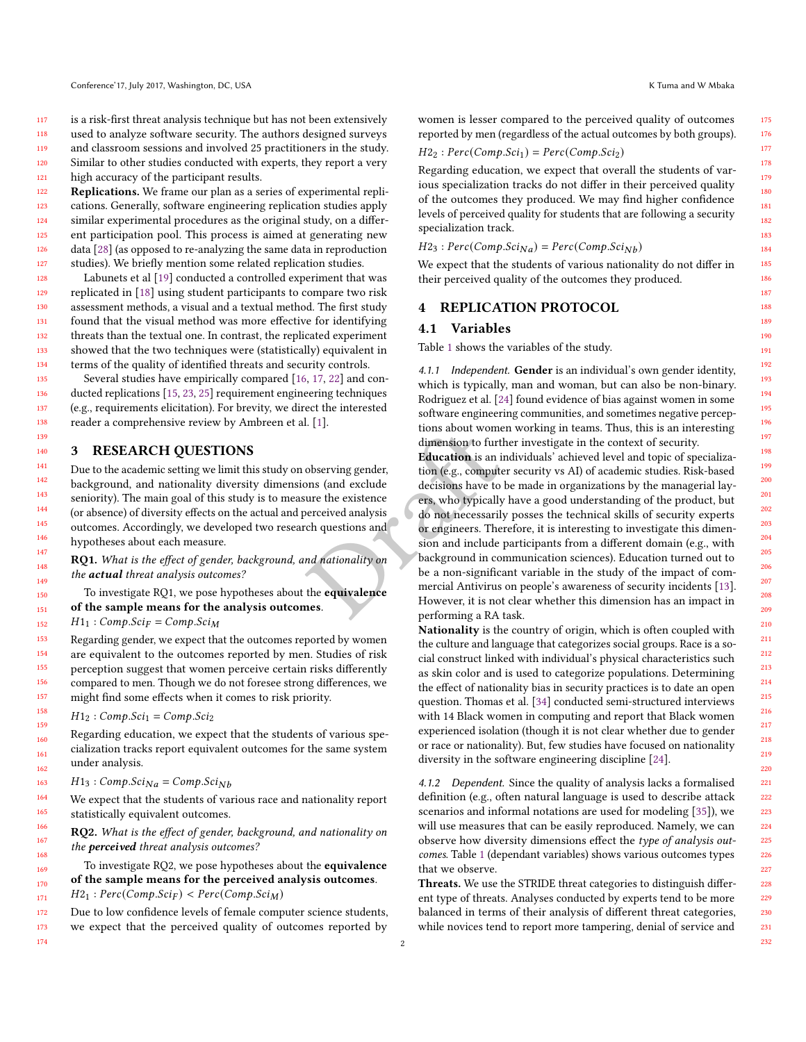is a risk-first threat analysis technique but has not been extensively used to analyze software security. The authors designed surveys and classroom sessions and involved 25 practitioners in the study. Similar to other studies conducted with experts, they report a very high accuracy of the participant results.

**Replications.** We frame our plan as a series of experimental replications. Generally, software engineering replication studies apply similar experimental procedures as the original study, on a different participation pool. This process is aimed at generating new data [28] (as opposed to re-analyzing the same data in reproduction studies). We briefly mention some related replication studies.

Labunets et al [19] conducted a controlled experiment that was replicated in [18] using student participants to compare two risk assessment methods, a visual and a textual method. The first study found that the visual method was more effective for identifying threats than the textual one. In contrast, the replicated experiment showed that the two techniques were (statistically) equivalent in terms of the quality of identified threats and security controls.

Several studies have empirically compared [16, 17, 22] and conducted replications [15, 23, 25] requirement engineering techniques (e.g., requirements elicitation). For brevity, we direct the interested reader a comprehensive review by Ambreen et al. [1].

# 3 RESEARCH QUESTIONS

Due to the academic setting we limit this study on observing gender, background, and nationality diversity dimensions (and exclude seniority). The main goal of this study is to measure the existence (or absence) of diversity effects on the actual and perceived analysis outcomes. Accordingly, we developed two research questions and hypotheses about each measure.

**RQ1.** *What is the effect of gender, background, and nationality on the **actual** threat analysis outcomes?*

To investigate RQ1, we pose hypotheses about the **equivalence of the sample means for the analysis outcomes**.

$H1_1 : Comp.Sci_F = Comp.Sci_M$

Regarding gender, we expect that the outcomes reported by women are equivalent to the outcomes reported by men. Studies of risk perception suggest that women perceive certain risks differently compared to men. Though we do not foresee strong differences, we might find some effects when it comes to risk priority.

$H1_2 : Comp.Sci_1 = Comp.Sci_2$

Regarding education, we expect that the students of various specialization tracks report equivalent outcomes for the same system under analysis.

$H1_3 : Comp.Sci_{Na} = Comp.Sci_{Nb}$

We expect that the students of various race and nationality report statistically equivalent outcomes.

**RQ2.** *What is the effect of gender, background, and nationality on the **perceived** threat analysis outcomes?*

To investigate RQ2, we pose hypotheses about the **equivalence of the sample means for the perceived analysis outcomes**.

$H2_1 : Perc(Comp.Sci_F) < Perc(Comp.Sci_M)$

Due to low confidence levels of female computer science students, we expect that the perceived quality of outcomes reported by women is lesser compared to the perceived quality of outcomes reported by men (regardless of the actual outcomes by both groups).

$H2_2 : Perc(Comp.Sci_1) = Perc(Comp.Sci_2)$

Regarding education, we expect that overall the students of various specialization tracks do not differ in their perceived quality of the outcomes they produced. We may find higher confidence levels of perceived quality for students that are following a security specialization track.

$H2_3 : Perc(Comp.Sci_{Na}) = Perc(Comp.Sci_{Nb})$

We expect that the students of various nationality do not differ in their perceived quality of the outcomes they produced.

# 4 REPLICATION PROTOCOL

## 4.1 Variables

Table 1 shows the variables of the study.

### 4.1.1 *Independent.*

**Gender** is an individual's own gender identity, which is typically, man and woman, but can also be non-binary. Rodriguez et al. [24] found evidence of bias against women in some software engineering communities, and sometimes negative perceptions about women working in teams. Thus, this is an interesting dimension to further investigate in the context of security.

**Education** is an individuals' achieved level and topic of specialization (e.g., computer security vs AI) of academic studies. Risk-based decisions have to be made in organizations by the managerial layers, who typically have a good understanding of the product, but do not necessarily posses the technical skills of security experts or engineers. Therefore, it is interesting to investigate this dimension and include participants from a different domain (e.g., with background in communication sciences). Education turned out to be a non-significant variable in the study of the impact of commercial Antivirus on people's awareness of security incidents [13]. However, it is not clear whether this dimension has an impact in performing a RA task.

**Nationality** is the country of origin, which is often coupled with the culture and language that categorizes social groups. Race is a social construct linked with individual's physical characteristics such as skin color and is used to categorize populations. Determining the effect of nationality bias in security practices is to date an open question. Thomas et al. [34] conducted semi-structured interviews with 14 Black women in computing and report that Black women experienced isolation (though it is not clear whether due to gender or race or nationality). But, few studies have focused on nationality diversity in the software engineering discipline [24].

### 4.1.2 *Dependent.*

Since the quality of analysis lacks a formalised definition (e.g., often natural language is used to describe attack scenarios and informal notations are used for modeling [35]), we will use measures that can be easily reproduced. Namely, we can observe how diversity dimensions effect the *type of analysis outcomes*. Table 1 (dependant variables) shows various outcomes types that we observe.

**Threats.** We use the STRIDE threat categories to distinguish different type of threats. Analyses conducted by experts tend to be more balanced in terms of their analysis of different threat categories, while novices tend to report more tampering, denial of service and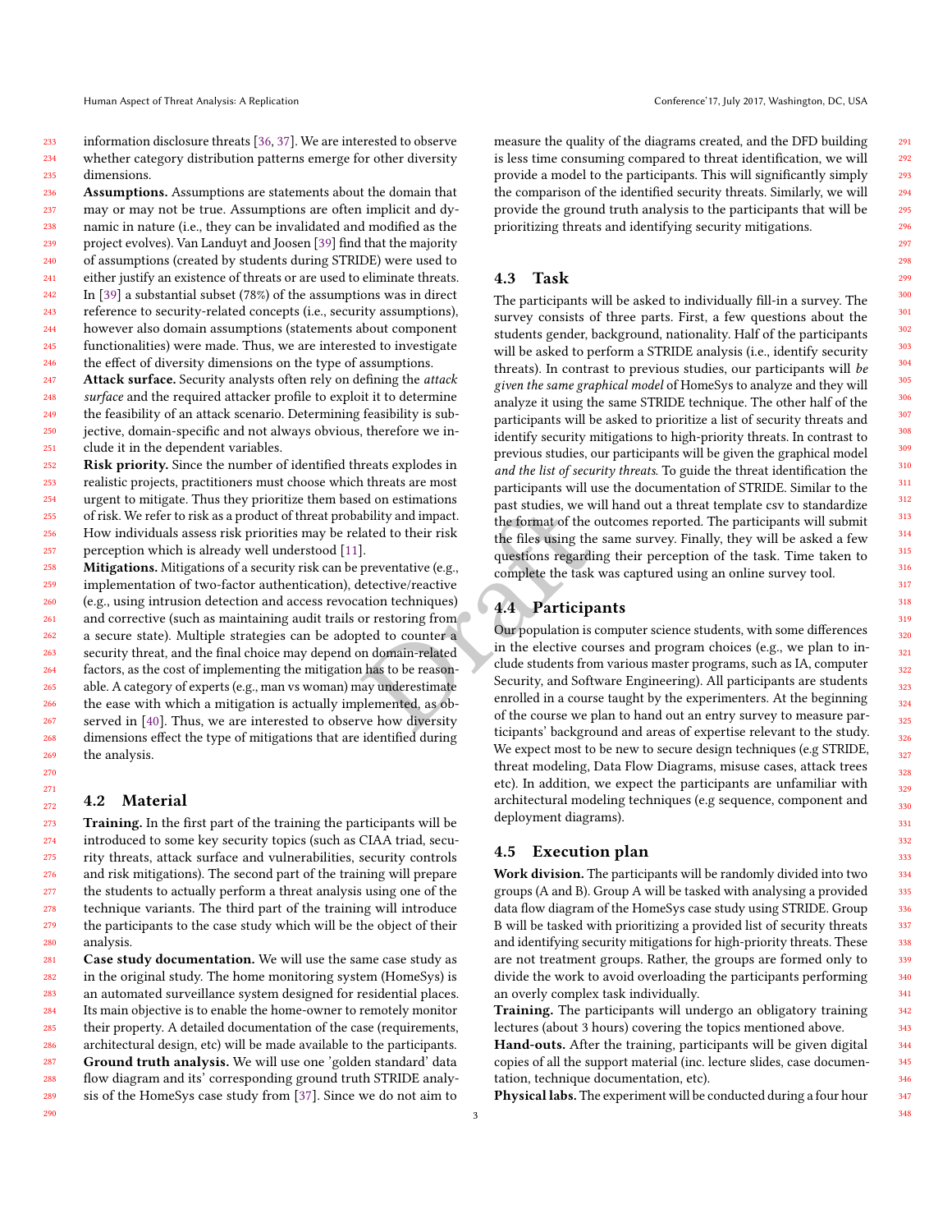information disclosure threats [36, 37]. We are interested to observe whether category distribution patterns emerge for other diversity dimensions.

**Assumptions.** Assumptions are statements about the domain that may or may not be true. Assumptions are often implicit and dynamic in nature (i.e., they can be invalidated and modified as the project evolves). Van Landuyt and Joosen [39] find that the majority of assumptions (created by students during STRIDE) were used to either justify an existence of threats or are used to eliminate threats. In [39] a substantial subset (78%) of the assumptions was in direct reference to security-related concepts (i.e., security assumptions), however also domain assumptions (statements about component functionalities) were made. Thus, we are interested to investigate the effect of diversity dimensions on the type of assumptions.

**Attack surface.** Security analysts often rely on defining the *attack surface* and the required attacker profile to exploit it to determine the feasibility of an attack scenario. Determining feasibility is subjective, domain-specific and not always obvious, therefore we include it in the dependent variables.

**Risk priority.** Since the number of identified threats explodes in realistic projects, practitioners must choose which threats are most urgent to mitigate. Thus they prioritize them based on estimations of risk. We refer to risk as a product of threat probability and impact. How individuals assess risk priorities may be related to their risk perception which is already well understood [11].

**Mitigations.** Mitigations of a security risk can be preventative (e.g., implementation of two-factor authentication), detective/reactive (e.g., using intrusion detection and access revocation techniques) and corrective (such as maintaining audit trails or restoring from a secure state). Multiple strategies can be adopted to counter a security threat, and the final choice may depend on domain-related factors, as the cost of implementing the mitigation has to be reasonable. A category of experts (e.g., man vs woman) may underestimate the ease with which a mitigation is actually implemented, as observed in [40]. Thus, we are interested to observe how diversity dimensions effect the type of mitigations that are identified during the analysis.

### 4.2 Material

**Training.** In the first part of the training the participants will be introduced to some key security topics (such as CIAA triad, security threats, attack surface and vulnerabilities, security controls and risk mitigations). The second part of the training will prepare the students to actually perform a threat analysis using one of the technique variants. The third part of the training will introduce the participants to the case study which will be the object of their analysis.

**Case study documentation.** We will use the same case study as in the original study. The home monitoring system (HomeSys) is an automated surveillance system designed for residential places. Its main objective is to enable the home-owner to remotely monitor their property. A detailed documentation of the case (requirements, architectural design, etc) will be made available to the participants.

**Ground truth analysis.** We will use one 'golden standard' data flow diagram and its' corresponding ground truth STRIDE analysis of the HomeSys case study from [37]. Since we do not aim to measure the quality of the diagrams created, and the DFD building is less time consuming compared to threat identification, we will provide a model to the participants. This will significantly simply the comparison of the identified security threats. Similarly, we will provide the ground truth analysis to the participants that will be prioritizing threats and identifying security mitigations.

### 4.3 Task

The participants will be asked to individually fill-in a survey. The survey consists of three parts. First, a few questions about the students gender, background, nationality. Half of the participants will be asked to perform a STRIDE analysis (i.e., identify security threats). In contrast to previous studies, our participants will *be given the same graphical model* of HomeSys to analyze and they will analyze it using the same STRIDE technique. The other half of the participants will be asked to prioritize a list of security threats and identify security mitigations to high-priority threats. In contrast to previous studies, our participants will be given the graphical model *and the list of security threats*. To guide the threat identification the participants will use the documentation of STRIDE. Similar to the past studies, we will hand out a threat template csv to standardize the format of the outcomes reported. The participants will submit the files using the same survey. Finally, they will be asked a few questions regarding their perception of the task. Time taken to complete the task was captured using an online survey tool.

### 4.4 Participants

Our population is computer science students, with some differences in the elective courses and program choices (e.g., we plan to include students from various master programs, such as IA, computer Security, and Software Engineering). All participants are students enrolled in a course taught by the experimenters. At the beginning of the course we plan to hand out an entry survey to measure participants' background and areas of expertise relevant to the study. We expect most to be new to secure design techniques (e.g STRIDE, threat modeling, Data Flow Diagrams, misuse cases, attack trees etc). In addition, we expect the participants are unfamiliar with architectural modeling techniques (e.g sequence, component and deployment diagrams).

### 4.5 Execution plan

**Work division.** The participants will be randomly divided into two groups (A and B). Group A will be tasked with analysing a provided data flow diagram of the HomeSys case study using STRIDE. Group B will be tasked with prioritizing a provided list of security threats and identifying security mitigations for high-priority threats. These are not treatment groups. Rather, the groups are formed only to divide the work to avoid overloading the participants performing an overly complex task individually.

**Training.** The participants will undergo an obligatory training lectures (about 3 hours) covering the topics mentioned above.

**Hand-outs.** After the training, participants will be given digital copies of all the support material (inc. lecture slides, case documentation, technique documentation, etc).

**Physical labs.** The experiment will be conducted during a four hour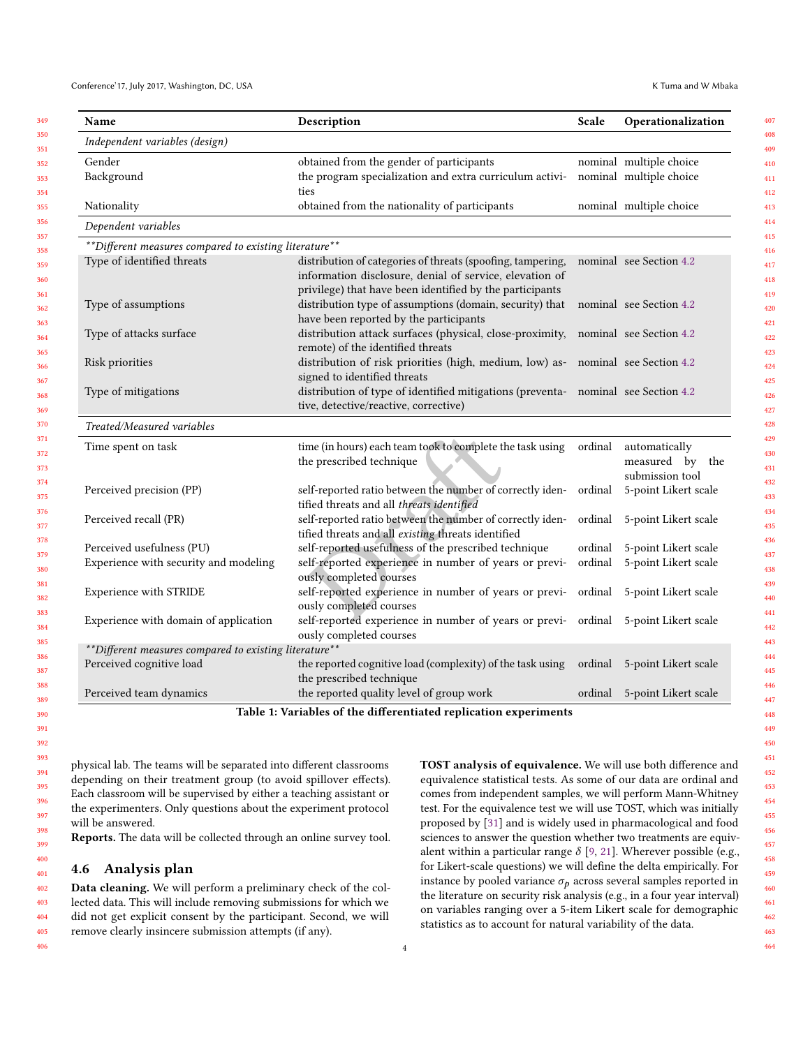| Name | Description | Scale | Operationalization |
|---|---|---|---|
| *Independent variables (design)* | | | |
| Gender | obtained from the gender of participants | nominal | multiple choice |
| Background | the program specialization and extra curriculum activities | nominal | multiple choice |
| Nationality | obtained from the nationality of participants | nominal | multiple choice |
| *Dependent variables* | | | |
| ***Different measures compared to existing literature*** | | | |
| Type of identified threats | distribution of categories of threats (spoofing, tampering, information disclosure, denial of service, elevation of privilege) that have been identified by the participants | nominal | see Section 4.2 |
| Type of assumptions | distribution type of assumptions (domain, security) that have been reported by the participants | nominal | see Section 4.2 |
| Type of attacks surface | distribution attack surfaces (physical, close-proximity, remote) of the identified threats | nominal | see Section 4.2 |
| Risk priorities | distribution of risk priorities (high, medium, low) assigned to identified threats | nominal | see Section 4.2 |
| Type of mitigations | distribution of type of identified mitigations (preventative, detective/reactive, corrective) | nominal | see Section 4.2 |
| *Treated/Measured variables* | | | |
| Time spent on task | time (in hours) each team took to complete the task using the prescribed technique | ordinal | automatically measured by the submission tool |
| Perceived precision (PP) | self-reported ratio between the number of correctly identified threats and all *threats identified* | ordinal | 5-point Likert scale |
| Perceived recall (PR) | self-reported ratio between the number of correctly identified threats and all *existing* threats identified | ordinal | 5-point Likert scale |
| Perceived usefulness (PU) | self-reported usefulness of the prescribed technique | ordinal | 5-point Likert scale |
| Experience with security and modeling | self-reported experience in number of years or previously completed courses | ordinal | 5-point Likert scale |
| Experience with STRIDE | self-reported experience in number of years or previously completed courses | ordinal | 5-point Likert scale |
| Experience with domain of application | self-reported experience in number of years or previously completed courses | ordinal | 5-point Likert scale |
| ***Different measures compared to existing literature*** | | | |
| Perceived cognitive load | the reported cognitive load (complexity) of the task using the prescribed technique | ordinal | 5-point Likert scale |
| Perceived team dynamics | the reported quality level of group work | ordinal | 5-point Likert scale |

**Table 1: Variables of the differentiated replication experiments**

physical lab. The teams will be separated into different classrooms depending on their treatment group (to avoid spillover effects). Each classroom will be supervised by either a teaching assistant or the experimenters. Only questions about the experiment protocol will be answered.

**Reports.** The data will be collected through an online survey tool.

## 4.6 Analysis plan

**Data cleaning.** We will perform a preliminary check of the collected data. This will include removing submissions for which we did not get explicit consent by the participant. Second, we will remove clearly insincere submission attempts (if any).

**TOST analysis of equivalence.** We will use both difference and equivalence statistical tests. As some of our data are ordinal and comes from independent samples, we will perform Mann-Whitney test. For the equivalence test we will use TOST, which was initially proposed by [31] and is widely used in pharmacological and food sciences to answer the question whether two treatments are equivalent within a particular range $\delta$ [9, 21]. Wherever possible (e.g., for Likert-scale questions) we will define the delta empirically. For instance by pooled variance $\sigma_p$ across several samples reported in the literature on security risk analysis (e.g., in a four year interval) on variables ranging over a 5-item Likert scale for demographic statistics as to account for natural variability of the data.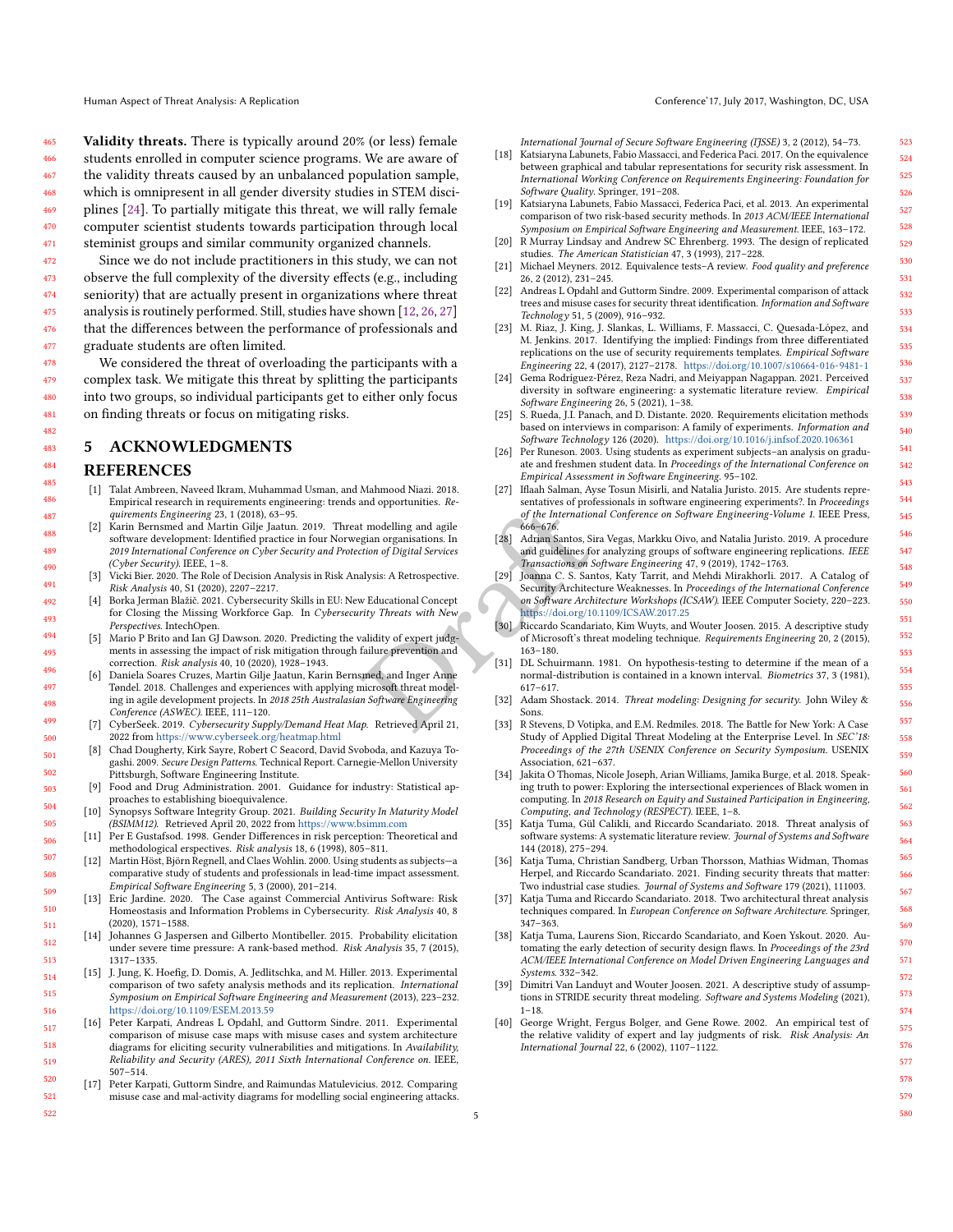**Validity threats.** There is typically around 20% (or less) female students enrolled in computer science programs. We are aware of the validity threats caused by an unbalanced population sample, which is omnipresent in all gender diversity studies in STEM disciplines [24]. To partially mitigate this threat, we will rally female computer scientist students towards participation through local steminist groups and similar community organized channels.

Since we do not include practitioners in this study, we can not observe the full complexity of the diversity effects (e.g., including seniority) that are actually present in organizations where threat analysis is routinely performed. Still, studies have shown [12, 26, 27] that the differences between the performance of professionals and graduate students are often limited.

We considered the threat of overloading the participants with a complex task. We mitigate this threat by splitting the participants into two groups, so individual participants get to either only focus on finding threats or focus on mitigating risks.

## 5 ACKNOWLEDGMENTS

## REFERENCES

[1] Talat Ambreen, Naveed Ikram, Muhammad Usman, and Mahmood Niazi. 2018. Empirical research in requirements engineering: trends and opportunities. *Requirements Engineering* 23, 1 (2018), 63–95.

[2] Karin Bernsmed and Martin Gilje Jaatun. 2019. Threat modelling and agile software development: Identified practice in four Norwegian organisations. In *2019 International Conference on Cyber Security and Protection of Digital Services (Cyber Security)*. IEEE, 1–8.

[3] Vicki Bier. 2020. The Role of Decision Analysis in Risk Analysis: A Retrospective. *Risk Analysis* 40, S1 (2020), 2207–2217.

[4] Borka Jerman Blažič. 2021. Cybersecurity Skills in EU: New Educational Concept for Closing the Missing Workforce Gap. In *Cybersecurity Threats with New Perspectives*. IntechOpen.

[5] Mario P Brito and Ian GJ Dawson. 2020. Predicting the validity of expert judgments in assessing the impact of risk mitigation through failure prevention and correction. *Risk analysis* 40, 10 (2020), 1928–1943.

[6] Daniela Soares Cruzes, Martin Gilje Jaatun, Karin Bernsmed, and Inger Anne Tøndel. 2018. Challenges and experiences with applying microsoft threat modeling in agile development projects. In *2018 25th Australasian Software Engineering Conference (ASWEC)*. IEEE, 111–120.

[7] CyberSeek. 2019. *Cybersecurity Supply/Demand Heat Map*. Retrieved April 21, 2022 from https://www.cyberseek.org/heatmap.html

[8] Chad Dougherty, Kirk Sayre, Robert C Seacord, David Svoboda, and Kazuya Togashi. 2009. *Secure Design Patterns*. Technical Report. Carnegie-Mellon University Pittsburgh, Software Engineering Institute.

[9] Food and Drug Administration. 2001. Guidance for industry: Statistical approaches to establishing bioequivalence.

[10] Synopsys Software Integrity Group. 2021. *Building Security In Maturity Model (BSIMM12)*. Retrieved April 20, 2022 from https://www.bsimm.com

[11] Per E Gustafsod. 1998. Gender Differences in risk perception: Theoretical and methodological erspectives. *Risk analysis* 18, 6 (1998), 805–811.

[12] Martin Höst, Björn Regnell, and Claes Wohlin. 2000. Using students as subjects—a comparative study of students and professionals in lead-time impact assessment. *Empirical Software Engineering* 5, 3 (2000), 201–214.

[13] Eric Jardine. 2020. The Case against Commercial Antivirus Software: Risk Homeostasis and Information Problems in Cybersecurity. *Risk Analysis* 40, 8 (2020), 1571–1588.

[14] Johannes G Jaspersen and Gilberto Montibeller. 2015. Probability elicitation under severe time pressure: A rank-based method. *Risk Analysis* 35, 7 (2015), 1317–1335.

[15] J. Jung, K. Hoefig, D. Domis, A. Jedlitschka, and M. Hiller. 2013. Experimental comparison of two safety analysis methods and its replication. *International Symposium on Empirical Software Engineering and Measurement* (2013), 223–232. https://doi.org/10.1109/ESEM.2013.59

[16] Peter Karpati, Andreas L Opdahl, and Guttorm Sindre. 2011. Experimental comparison of misuse case maps with misuse cases and system architecture diagrams for eliciting security vulnerabilities and mitigations. In *Availability, Reliability and Security (ARES), 2011 Sixth International Conference on*. IEEE, 507–514.

[17] Peter Karpati, Guttorm Sindre, and Raimundas Matulevicius. 2012. Comparing misuse case and mal-activity diagrams for modelling social engineering attacks. *International Journal of Secure Software Engineering (IJSSE)* 3, 2 (2012), 54–73.

[18] Katsiaryna Labunets, Fabio Massacci, and Federica Paci. 2017. On the equivalence between graphical and tabular representations for security risk assessment. In *International Working Conference on Requirements Engineering: Foundation for Software Quality*. Springer, 191–208.

[19] Katsiaryna Labunets, Fabio Massacci, Federica Paci, et al. 2013. An experimental comparison of two risk-based security methods. In *2013 ACM/IEEE International Symposium on Empirical Software Engineering and Measurement*. IEEE, 163–172.

[20] R Murray Lindsay and Andrew SC Ehrenberg. 1993. The design of replicated studies. *The American Statistician* 47, 3 (1993), 217–228.

[21] Michael Meyners. 2012. Equivalence tests–A review. *Food quality and preference* 26, 2 (2012), 231–245.

[22] Andreas L Opdahl and Guttorm Sindre. 2009. Experimental comparison of attack trees and misuse cases for security threat identification. *Information and Software Technology* 51, 5 (2009), 916–932.

[23] M. Riaz, J. King, J. Slankas, L. Williams, F. Massacci, C. Quesada-López, and M. Jenkins. 2017. Identifying the implied: Findings from three differentiated replications on the use of security requirements templates. *Empirical Software Engineering* 22, 4 (2017), 2127–2178. https://doi.org/10.1007/s10664-016-9481-1

[24] Gema Rodríguez-Pérez, Reza Nadri, and Meiyappan Nagappan. 2021. Perceived diversity in software engineering: a systematic literature review. *Empirical Software Engineering* 26, 5 (2021), 1–38.

[25] S. Rueda, J.I. Panach, and D. Distante. 2020. Requirements elicitation methods based on interviews in comparison: A family of experiments. *Information and Software Technology* 126 (2020). https://doi.org/10.1016/j.infsof.2020.106361

[26] Per Runeson. 2003. Using students as experiment subjects–an analysis on graduate and freshmen student data. In *Proceedings of the International Conference on Empirical Assessment in Software Engineering*. 95–102.

[27] Iflaah Salman, Ayse Tosun Misirli, and Natalia Juristo. 2015. Are students representatives of professionals in software engineering experiments?. In *Proceedings of the International Conference on Software Engineering-Volume 1*. IEEE Press, 666–676.

[28] Adrian Santos, Sira Vegas, Markku Oivo, and Natalia Juristo. 2019. A procedure and guidelines for analyzing groups of software engineering replications. *IEEE Transactions on Software Engineering* 47, 9 (2019), 1742–1763.

[29] Joanna C. S. Santos, Katy Tarrit, and Mehdi Mirakhorli. 2017. A Catalog of Security Architecture Weaknesses. In *Proceedings of the International Conference on Software Architecture Workshops (ICSAW)*. IEEE Computer Society, 220–223. https://doi.org/10.1109/ICSAW.2017.25

[30] Riccardo Scandariato, Kim Wuyts, and Wouter Joosen. 2015. A descriptive study of Microsoft's threat modeling technique. *Requirements Engineering* 20, 2 (2015), 163–180.

[31] DL Schuirmann. 1981. On hypothesis-testing to determine if the mean of a normal-distribution is contained in a known interval. *Biometrics* 37, 3 (1981), 617–617.

[32] Adam Shostack. 2014. *Threat modeling: Designing for security*. John Wiley & Sons.

[33] R Stevens, D Votipka, and E.M. Redmiles. 2018. The Battle for New York: A Case Study of Applied Digital Threat Modeling at the Enterprise Level. In *SEC'18: Proceedings of the 27th USENIX Conference on Security Symposium*. USENIX Association, 621–637.

[34] Jakita O Thomas, Nicole Joseph, Arian Williams, Jamika Burge, et al. 2018. Speaking truth to power: Exploring the intersectional experiences of Black women in computing. In *2018 Research on Equity and Sustained Participation in Engineering, Computing, and Technology (RESPECT)*. IEEE, 1–8.

[35] Katja Tuma, Gül Calikli, and Riccardo Scandariato. 2018. Threat analysis of software systems: A systematic literature review. *Journal of Systems and Software* 144 (2018), 275–294.

[36] Katja Tuma, Christian Sandberg, Urban Thorsson, Mathias Widman, Thomas Herpel, and Riccardo Scandariato. 2021. Finding security threats that matter: Two industrial case studies. *Journal of Systems and Software* 179 (2021), 111003.

[37] Katja Tuma and Riccardo Scandariato. 2018. Two architectural threat analysis techniques compared. In *European Conference on Software Architecture*. Springer, 347–363.

[38] Katja Tuma, Laurens Sion, Riccardo Scandariato, and Koen Yskout. 2020. Automating the early detection of security design flaws. In *Proceedings of the 23rd ACM/IEEE International Conference on Model Driven Engineering Languages and Systems*. 332–342.

[39] Dimitri Van Landuyt and Wouter Joosen. 2021. A descriptive study of assumptions in STRIDE security threat modeling. *Software and Systems Modeling* (2021), 1–18.

[40] George Wright, Fergus Bolger, and Gene Rowe. 2002. An empirical test of the relative validity of expert and lay judgments of risk. *Risk Analysis: An International Journal* 22, 6 (2002), 1107–1122.